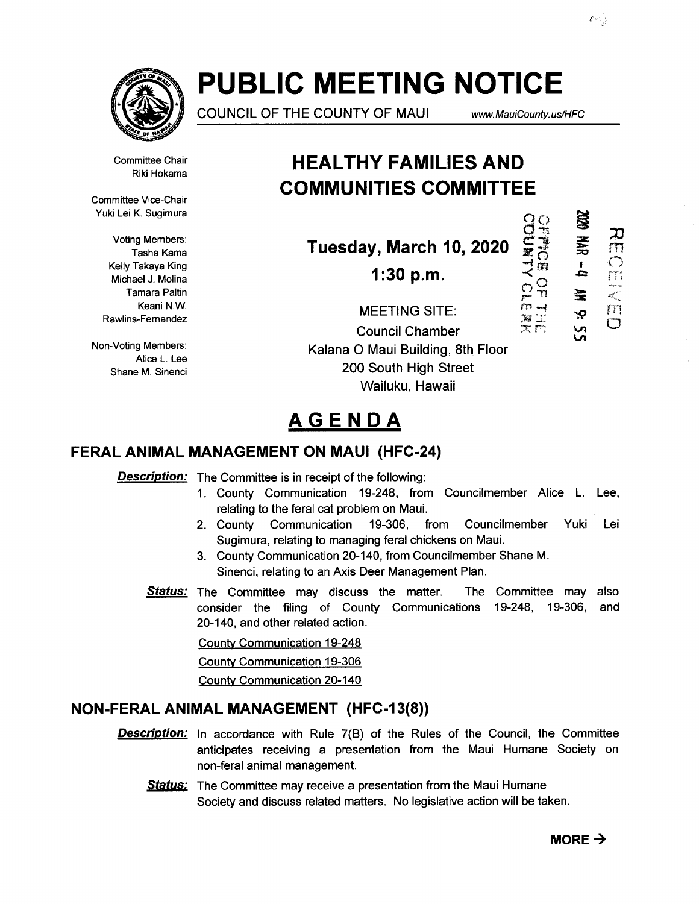# PUBLIC MEETING NOTICE

COUNCIL OF THE COUNTY OF MAUI www.MauiCounty.us/HFC

Committee Chair
Riki Hokama

Committee Vice-Chair
Yuki Lei K. Sugimura

Voting Members:
Tasha Kama
Kelly Takaya King
Michael J. Molina
Tamara Paltin
Keani N.W. Rawlins-Fernandez

Non-Voting Members:
Alice L. Lee
Shane M. Sinenci

## HEALTHY FAMILIES AND COMMUNITIES COMMITTEE

**Tuesday, March 10, 2020**

**1:30 p.m.**

MEETING SITE:
Council Chamber
Kalana O Maui Building, 8th Floor
200 South High Street
Wailuku, Hawaii

OFFICE OF THE COUNTY CLERK
2020 MAR -4 AM 9:55
RECEIVED

# AGENDA

## FERAL ANIMAL MANAGEMENT ON MAUI (HFC-24)

***Description:*** The Committee is in receipt of the following:

1. County Communication 19-248, from Councilmember Alice L. Lee, relating to the feral cat problem on Maui.
2. County Communication 19-306, from Councilmember Yuki Lei Sugimura, relating to managing feral chickens on Maui.
3. County Communication 20-140, from Councilmember Shane M. Sinenci, relating to an Axis Deer Management Plan.

***Status:*** The Committee may discuss the matter. The Committee may also consider the filing of County Communications 19-248, 19-306, and 20-140, and other related action.

County Communication 19-248

County Communication 19-306

County Communication 20-140

## NON-FERAL ANIMAL MANAGEMENT (HFC-13(8))

***Description:*** In accordance with Rule 7(B) of the Rules of the Council, the Committee anticipates receiving a presentation from the Maui Humane Society on non-feral animal management.

***Status:*** The Committee may receive a presentation from the Maui Humane Society and discuss related matters. No legislative action will be taken.

**MORE →**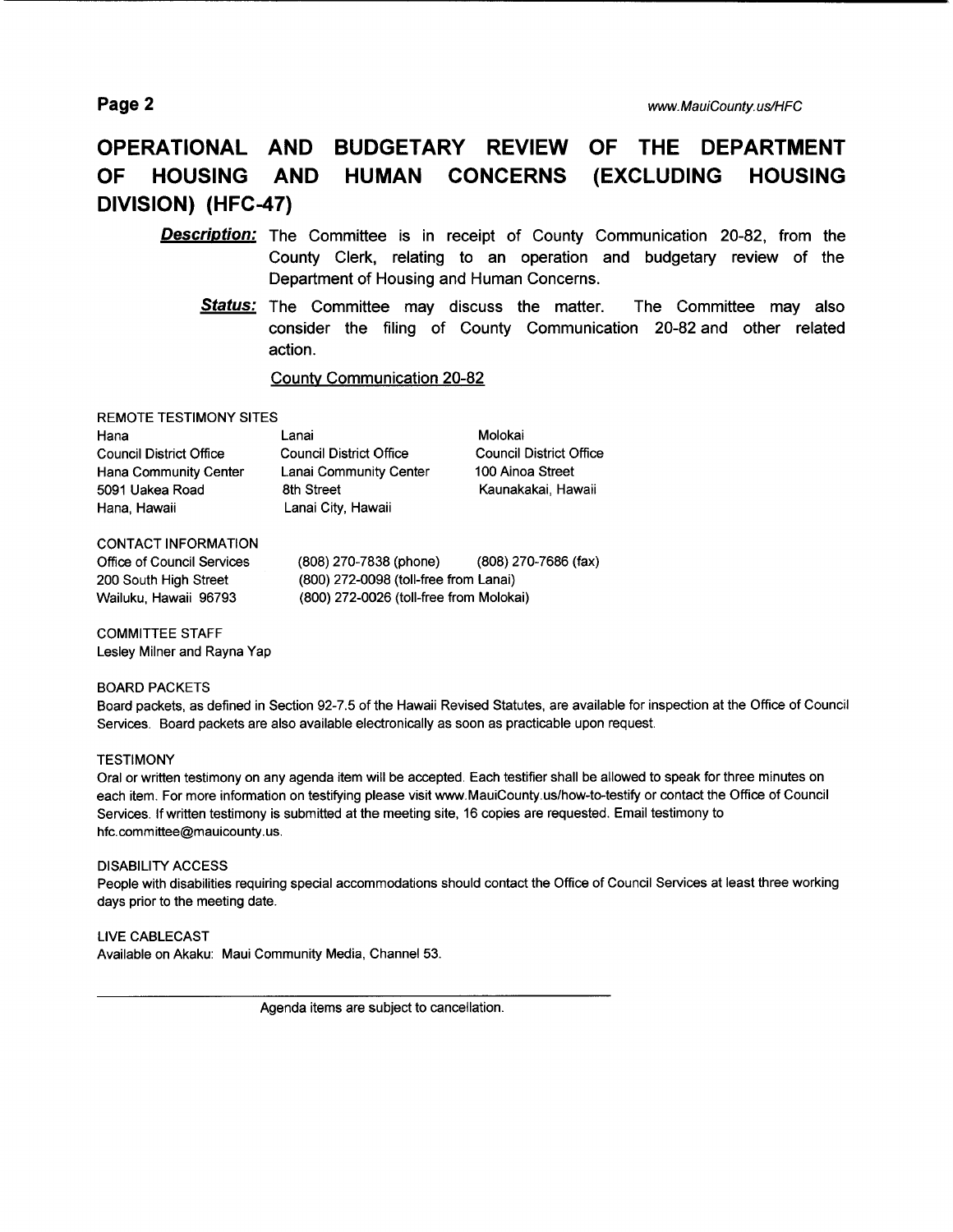## OPERATIONAL AND BUDGETARY REVIEW OF THE DEPARTMENT OF HOUSING AND HUMAN CONCERNS (EXCLUDING HOUSING DIVISION) (HFC-47)

***Description:*** The Committee is in receipt of County Communication 20-82, from the County Clerk, relating to an operation and budgetary review of the Department of Housing and Human Concerns.

***Status:*** The Committee may discuss the matter. The Committee may also consider the filing of County Communication 20-82 and other related action.

County Communication 20-82

REMOTE TESTIMONY SITES

| | | |
|---|---|---|
| Hana | Lanai | Molokai |
| Council District Office | Council District Office | Council District Office |
| Hana Community Center | Lanai Community Center | 100 Ainoa Street |
| 5091 Uakea Road | 8th Street | Kaunakakai, Hawaii |
| Hana, Hawaii | Lanai City, Hawaii | |

CONTACT INFORMATION

| | | |
|---|---|---|
| Office of Council Services | (808) 270-7838 (phone) | (808) 270-7686 (fax) |
| 200 South High Street | (800) 272-0098 (toll-free from Lanai) | |
| Wailuku, Hawaii 96793 | (800) 272-0026 (toll-free from Molokai) | |

COMMITTEE STAFF
Lesley Milner and Rayna Yap

BOARD PACKETS
Board packets, as defined in Section 92-7.5 of the Hawaii Revised Statutes, are available for inspection at the Office of Council Services. Board packets are also available electronically as soon as practicable upon request.

TESTIMONY
Oral or written testimony on any agenda item will be accepted. Each testifier shall be allowed to speak for three minutes on each item. For more information on testifying please visit www.MauiCounty.us/how-to-testify or contact the Office of Council Services. If written testimony is submitted at the meeting site, 16 copies are requested. Email testimony to hfc.committee@mauicounty.us.

DISABILITY ACCESS
People with disabilities requiring special accommodations should contact the Office of Council Services at least three working days prior to the meeting date.

LIVE CABLECAST
Available on Akaku: Maui Community Media, Channel 53.

---

Agenda items are subject to cancellation.